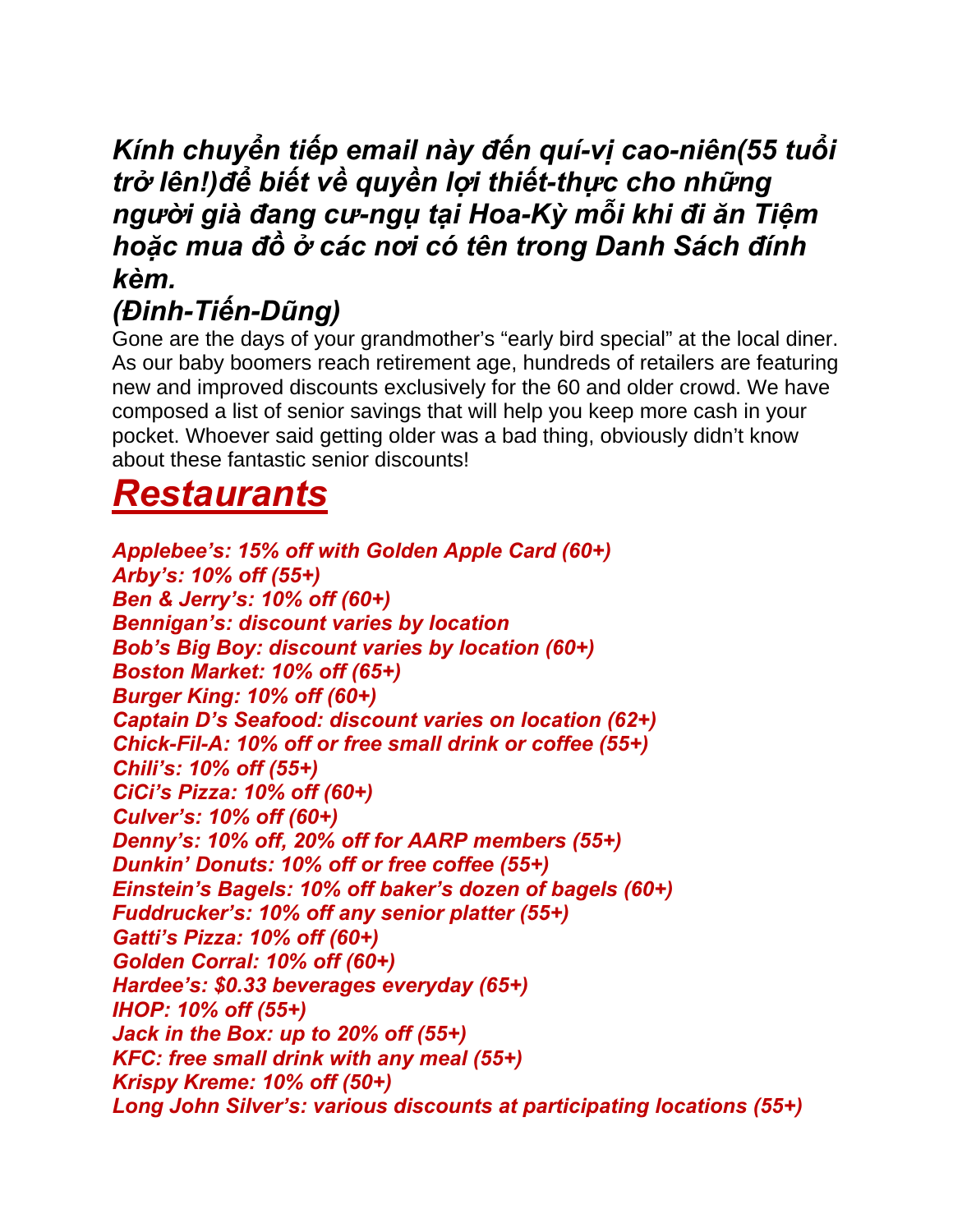***Kính chuyển tiếp email này đến quí-vị cao-niên(55 tuổi trở lên!)để biết về quyền lợi thiết-thực cho những người già đang cư-ngụ tại Hoa-Kỳ mỗi khi đi ăn Tiệm hoặc mua đồ ở các nơi có tên trong Danh Sách đính kèm.***

***(Đinh-Tiến-Dũng)***

Gone are the days of your grandmother's "early bird special" at the local diner. As our baby boomers reach retirement age, hundreds of retailers are featuring new and improved discounts exclusively for the 60 and older crowd. We have composed a list of senior savings that will help you keep more cash in your pocket. Whoever said getting older was a bad thing, obviously didn't know about these fantastic senior discounts!

# ***Restaurants***

***Applebee's: 15% off with Golden Apple Card (60+)***
***Arby's: 10% off (55+)***
***Ben & Jerry's: 10% off (60+)***
***Bennigan's: discount varies by location***
***Bob's Big Boy: discount varies by location (60+)***
***Boston Market: 10% off (65+)***
***Burger King: 10% off (60+)***
***Captain D's Seafood: discount varies on location (62+)***
***Chick-Fil-A: 10% off or free small drink or coffee (55+)***
***Chili's: 10% off (55+)***
***CiCi's Pizza: 10% off (60+)***
***Culver's: 10% off (60+)***
***Denny's: 10% off, 20% off for AARP members (55+)***
***Dunkin' Donuts: 10% off or free coffee (55+)***
***Einstein's Bagels: 10% off baker's dozen of bagels (60+)***
***Fuddrucker's: 10% off any senior platter (55+)***
***Gatti's Pizza: 10% off (60+)***
***Golden Corral: 10% off (60+)***
***Hardee's: $0.33 beverages everyday (65+)***
***IHOP: 10% off (55+)***
***Jack in the Box: up to 20% off (55+)***
***KFC: free small drink with any meal (55+)***
***Krispy Kreme: 10% off (50+)***
***Long John Silver's: various discounts at participating locations (55+)***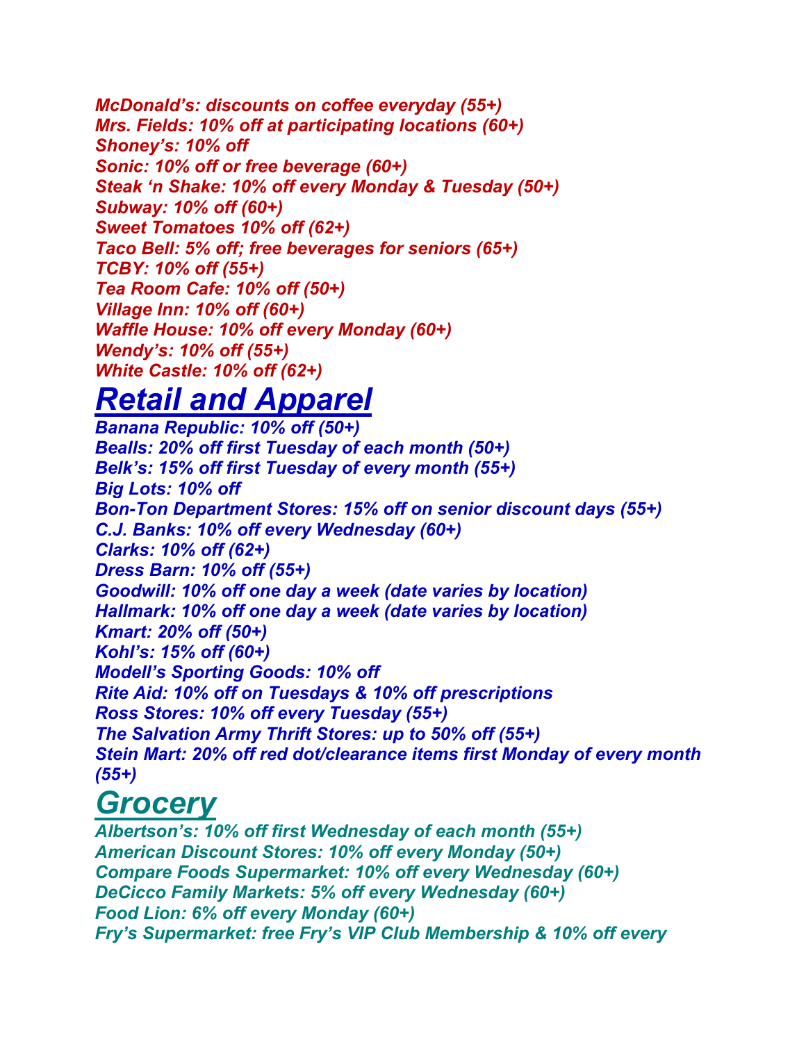*McDonald's: discounts on coffee everyday (55+)*
*Mrs. Fields: 10% off at participating locations (60+)*
*Shoney's: 10% off*
*Sonic: 10% off or free beverage (60+)*
*Steak 'n Shake: 10% off every Monday & Tuesday (50+)*
*Subway: 10% off (60+)*
*Sweet Tomatoes 10% off (62+)*
*Taco Bell: 5% off; free beverages for seniors (65+)*
*TCBY: 10% off (55+)*
*Tea Room Cafe: 10% off (50+)*
*Village Inn: 10% off (60+)*
*Waffle House: 10% off every Monday (60+)*
*Wendy's: 10% off (55+)*
*White Castle: 10% off (62+)*

## *Retail and Apparel*

*Banana Republic: 10% off (50+)*
*Bealls: 20% off first Tuesday of each month (50+)*
*Belk's: 15% off first Tuesday of every month (55+)*
*Big Lots: 10% off*
*Bon-Ton Department Stores: 15% off on senior discount days (55+)*
*C.J. Banks: 10% off every Wednesday (60+)*
*Clarks: 10% off (62+)*
*Dress Barn: 10% off (55+)*
*Goodwill: 10% off one day a week (date varies by location)*
*Hallmark: 10% off one day a week (date varies by location)*
*Kmart: 20% off (50+)*
*Kohl's: 15% off (60+)*
*Modell's Sporting Goods: 10% off*
*Rite Aid: 10% off on Tuesdays & 10% off prescriptions*
*Ross Stores: 10% off every Tuesday (55+)*
*The Salvation Army Thrift Stores: up to 50% off (55+)*
*Stein Mart: 20% off red dot/clearance items first Monday of every month (55+)*

## *Grocery*

*Albertson's: 10% off first Wednesday of each month (55+)*
*American Discount Stores: 10% off every Monday (50+)*
*Compare Foods Supermarket: 10% off every Wednesday (60+)*
*DeCicco Family Markets: 5% off every Wednesday (60+)*
*Food Lion: 6% off every Monday (60+)*
*Fry's Supermarket: free Fry's VIP Club Membership & 10% off every*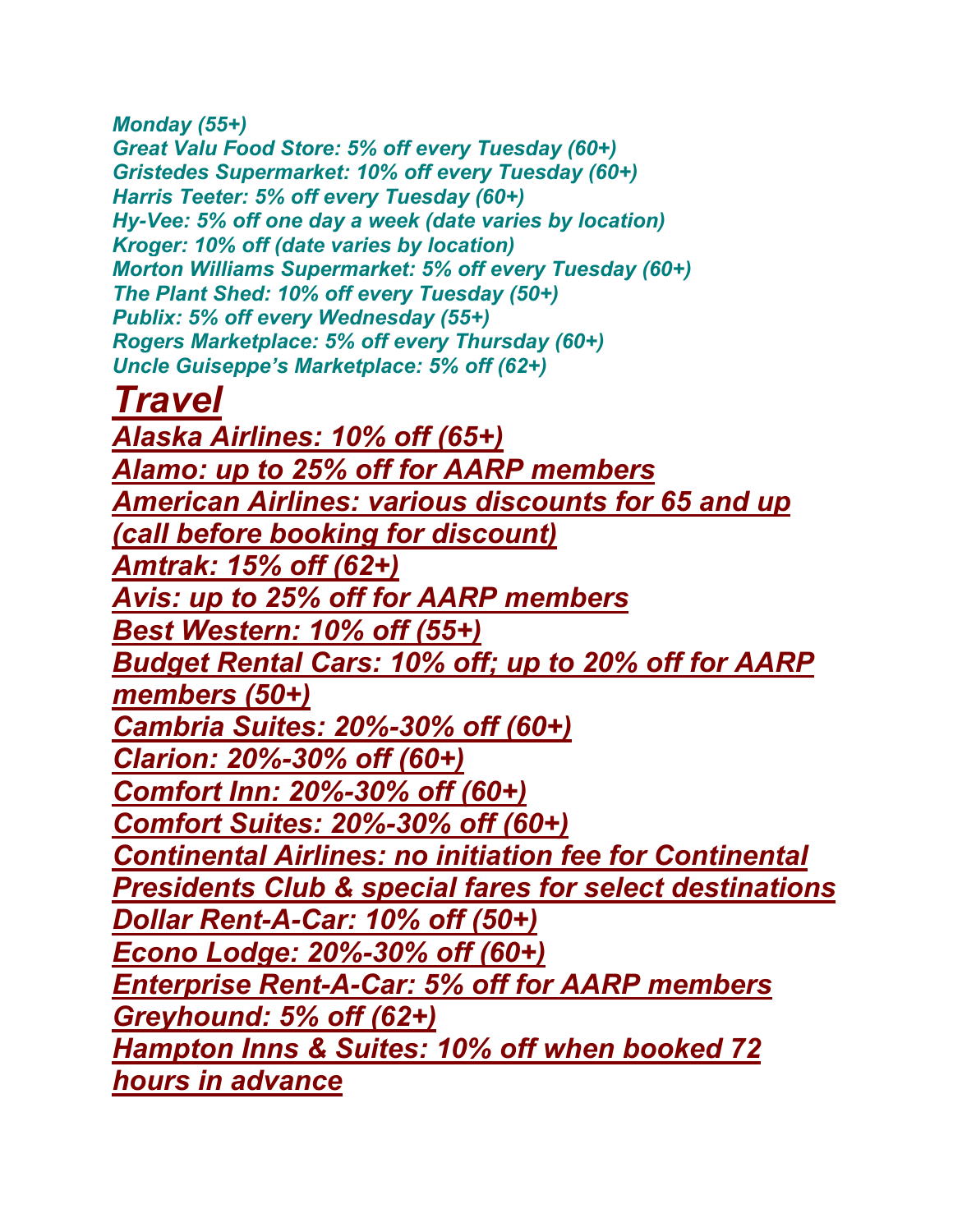*Monday (55+)*
*Great Valu Food Store: 5% off every Tuesday (60+)*
*Gristedes Supermarket: 10% off every Tuesday (60+)*
*Harris Teeter: 5% off every Tuesday (60+)*
*Hy-Vee: 5% off one day a week (date varies by location)*
*Kroger: 10% off (date varies by location)*
*Morton Williams Supermarket: 5% off every Tuesday (60+)*
*The Plant Shed: 10% off every Tuesday (50+)*
*Publix: 5% off every Wednesday (55+)*
*Rogers Marketplace: 5% off every Thursday (60+)*
*Uncle Guiseppe's Marketplace: 5% off (62+)*

# *Travel*

*Alaska Airlines: 10% off (65+)*
*Alamo: up to 25% off for AARP members*
*American Airlines: various discounts for 65 and up (call before booking for discount)*
*Amtrak: 15% off (62+)*
*Avis: up to 25% off for AARP members*
*Best Western: 10% off (55+)*
*Budget Rental Cars: 10% off; up to 20% off for AARP members (50+)*
*Cambria Suites: 20%-30% off (60+)*
*Clarion: 20%-30% off (60+)*
*Comfort Inn: 20%-30% off (60+)*
*Comfort Suites: 20%-30% off (60+)*
*Continental Airlines: no initiation fee for Continental Presidents Club & special fares for select destinations*
*Dollar Rent-A-Car: 10% off (50+)*
*Econo Lodge: 20%-30% off (60+)*
*Enterprise Rent-A-Car: 5% off for AARP members*
*Greyhound: 5% off (62+)*
*Hampton Inns & Suites: 10% off when booked 72 hours in advance*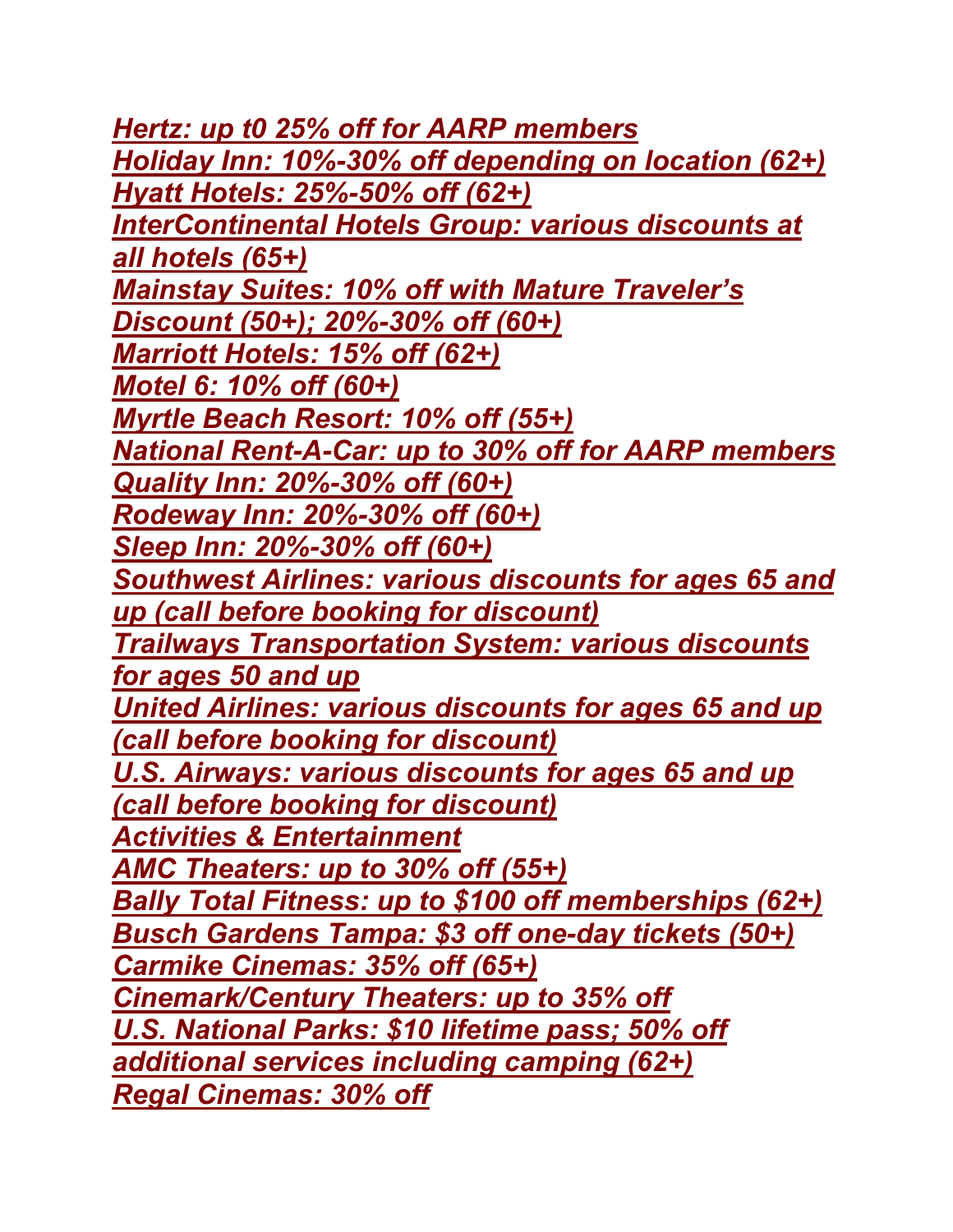*Hertz: up t0 25% off for AARP members*
*Holiday Inn: 10%-30% off depending on location (62+)*
*Hyatt Hotels: 25%-50% off (62+)*
*InterContinental Hotels Group: various discounts at all hotels (65+)*
*Mainstay Suites: 10% off with Mature Traveler's Discount (50+); 20%-30% off (60+)*
*Marriott Hotels: 15% off (62+)*
*Motel 6: 10% off (60+)*
*Myrtle Beach Resort: 10% off (55+)*
*National Rent-A-Car: up to 30% off for AARP members*
*Quality Inn: 20%-30% off (60+)*
*Rodeway Inn: 20%-30% off (60+)*
*Sleep Inn: 20%-30% off (60+)*
*Southwest Airlines: various discounts for ages 65 and up (call before booking for discount)*
*Trailways Transportation System: various discounts for ages 50 and up*
*United Airlines: various discounts for ages 65 and up (call before booking for discount)*
*U.S. Airways: various discounts for ages 65 and up (call before booking for discount)*
*Activities & Entertainment*
*AMC Theaters: up to 30% off (55+)*
*Bally Total Fitness: up to $100 off memberships (62+)*
*Busch Gardens Tampa: $3 off one-day tickets (50+)*
*Carmike Cinemas: 35% off (65+)*
*Cinemark/Century Theaters: up to 35% off*
*U.S. National Parks: $10 lifetime pass; 50% off additional services including camping (62+)*
*Regal Cinemas: 30% off*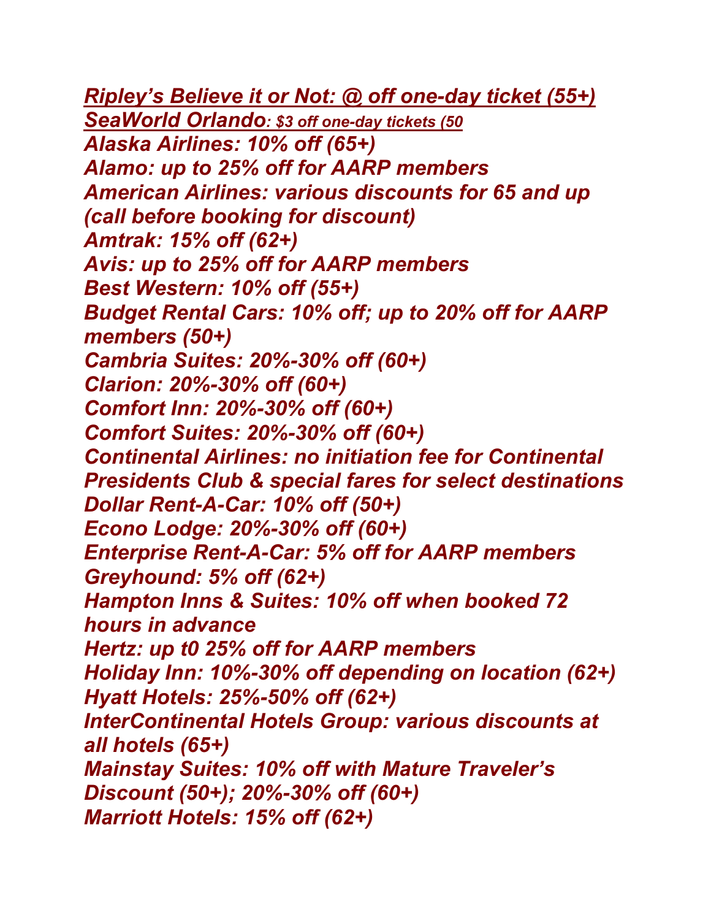*__Ripley's Believe it or Not: @ off one-day ticket (55+)__*
*__SeaWorld Orlando: $3 off one-day tickets (50__*
***Alaska Airlines: 10% off (65+)***
***Alamo: up to 25% off for AARP members***
***American Airlines: various discounts for 65 and up (call before booking for discount)***
***Amtrak: 15% off (62+)***
***Avis: up to 25% off for AARP members***
***Best Western: 10% off (55+)***
***Budget Rental Cars: 10% off; up to 20% off for AARP members (50+)***
***Cambria Suites: 20%-30% off (60+)***
***Clarion: 20%-30% off (60+)***
***Comfort Inn: 20%-30% off (60+)***
***Comfort Suites: 20%-30% off (60+)***
***Continental Airlines: no initiation fee for Continental Presidents Club & special fares for select destinations***
***Dollar Rent-A-Car: 10% off (50+)***
***Econo Lodge: 20%-30% off (60+)***
***Enterprise Rent-A-Car: 5% off for AARP members***
***Greyhound: 5% off (62+)***
***Hampton Inns & Suites: 10% off when booked 72 hours in advance***
***Hertz: up t0 25% off for AARP members***
***Holiday Inn: 10%-30% off depending on location (62+)***
***Hyatt Hotels: 25%-50% off (62+)***
***InterContinental Hotels Group: various discounts at all hotels (65+)***
***Mainstay Suites: 10% off with Mature Traveler's Discount (50+); 20%-30% off (60+)***
***Marriott Hotels: 15% off (62+)***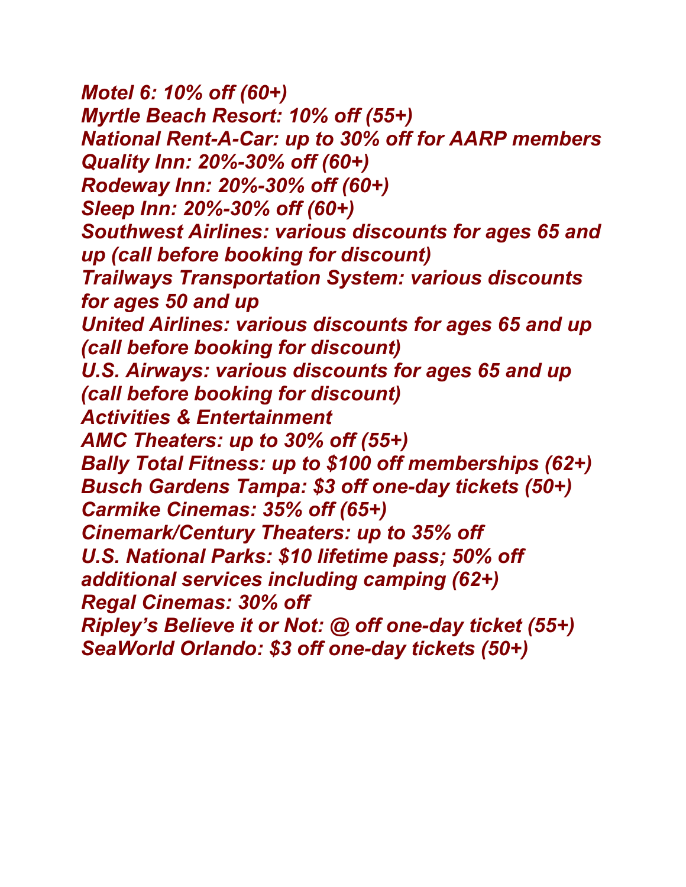*Motel 6: 10% off (60+)*
*Myrtle Beach Resort: 10% off (55+)*
*National Rent-A-Car: up to 30% off for AARP members*
*Quality Inn: 20%-30% off (60+)*
*Rodeway Inn: 20%-30% off (60+)*
*Sleep Inn: 20%-30% off (60+)*
*Southwest Airlines: various discounts for ages 65 and up (call before booking for discount)*
*Trailways Transportation System: various discounts for ages 50 and up*
*United Airlines: various discounts for ages 65 and up (call before booking for discount)*
*U.S. Airways: various discounts for ages 65 and up (call before booking for discount)*

***Activities & Entertainment***

*AMC Theaters: up to 30% off (55+)*
*Bally Total Fitness: up to $100 off memberships (62+)*
*Busch Gardens Tampa: $3 off one-day tickets (50+)*
*Carmike Cinemas: 35% off (65+)*
*Cinemark/Century Theaters: up to 35% off*
*U.S. National Parks: $10 lifetime pass; 50% off additional services including camping (62+)*
*Regal Cinemas: 30% off*
*Ripley's Believe it or Not: @ off one-day ticket (55+)*
*SeaWorld Orlando: $3 off one-day tickets (50+)*